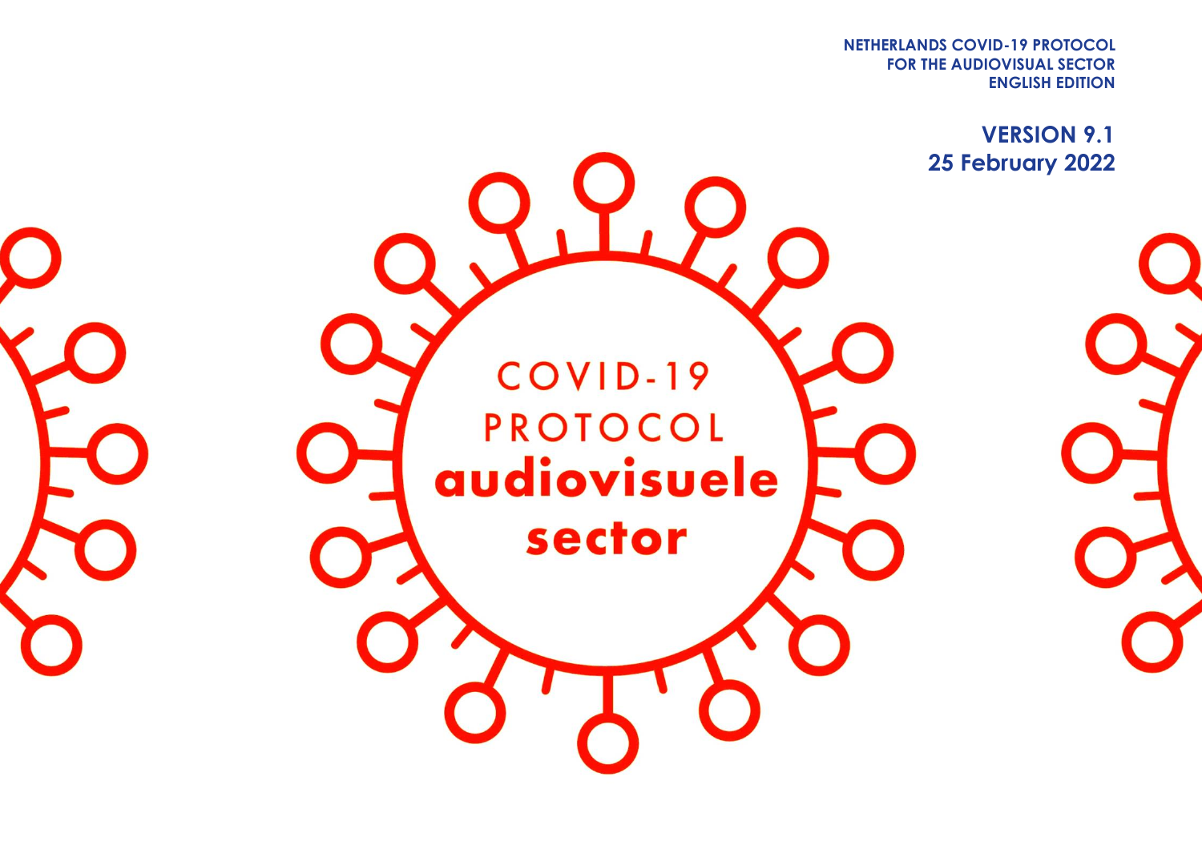**NETHERLANDS COVID-19 PROTOCOL**
**FOR THE AUDIOVISUAL SECTOR**
**ENGLISH EDITION**

**VERSION 9.1**
**25 February 2022**

# COVID-19 PROTOCOL audiovisuele sector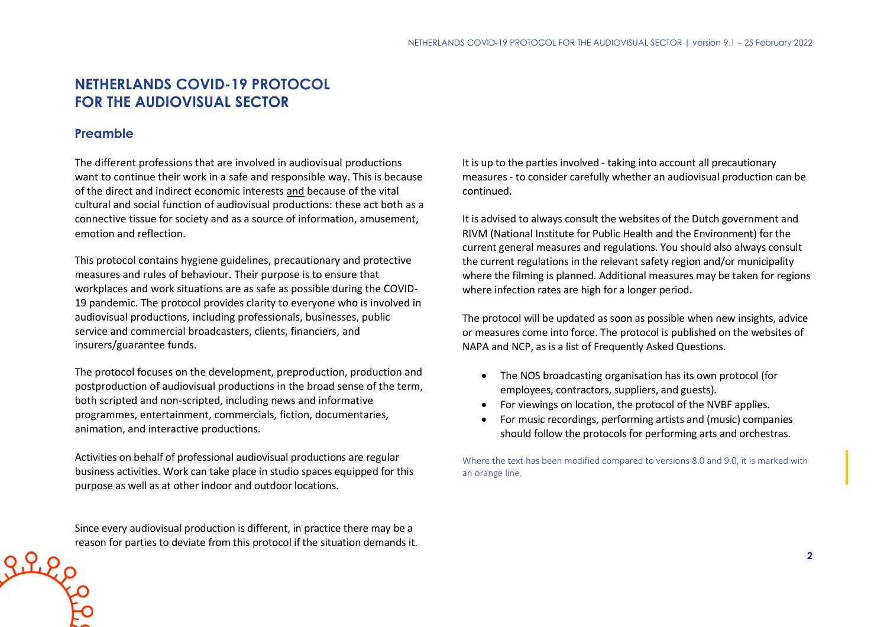# NETHERLANDS COVID-19 PROTOCOL FOR THE AUDIOVISUAL SECTOR

## Preamble

The different professions that are involved in audiovisual productions want to continue their work in a safe and responsible way. This is because of the direct and indirect economic interests and because of the vital cultural and social function of audiovisual productions: these act both as a connective tissue for society and as a source of information, amusement, emotion and reflection.

This protocol contains hygiene guidelines, precautionary and protective measures and rules of behaviour. Their purpose is to ensure that workplaces and work situations are as safe as possible during the COVID-19 pandemic. The protocol provides clarity to everyone who is involved in audiovisual productions, including professionals, businesses, public service and commercial broadcasters, clients, financiers, and insurers/guarantee funds.

The protocol focuses on the development, preproduction, production and postproduction of audiovisual productions in the broad sense of the term, both scripted and non-scripted, including news and informative programmes, entertainment, commercials, fiction, documentaries, animation, and interactive productions.

Activities on behalf of professional audiovisual productions are regular business activities. Work can take place in studio spaces equipped for this purpose as well as at other indoor and outdoor locations.

Since every audiovisual production is different, in practice there may be a reason for parties to deviate from this protocol if the situation demands it.

It is up to the parties involved - taking into account all precautionary measures - to consider carefully whether an audiovisual production can be continued.

It is advised to always consult the websites of the Dutch government and RIVM (National Institute for Public Health and the Environment) for the current general measures and regulations. You should also always consult the current regulations in the relevant safety region and/or municipality where the filming is planned. Additional measures may be taken for regions where infection rates are high for a longer period.

The protocol will be updated as soon as possible when new insights, advice or measures come into force. The protocol is published on the websites of NAPA and NCP, as is a list of Frequently Asked Questions.

- The NOS broadcasting organisation has its own protocol (for employees, contractors, suppliers, and guests).
- For viewings on location, the protocol of the NVBF applies.
- For music recordings, performing artists and (music) companies should follow the protocols for performing arts and orchestras.

Where the text has been modified compared to versions 8.0 and 9.0, it is marked with an orange line.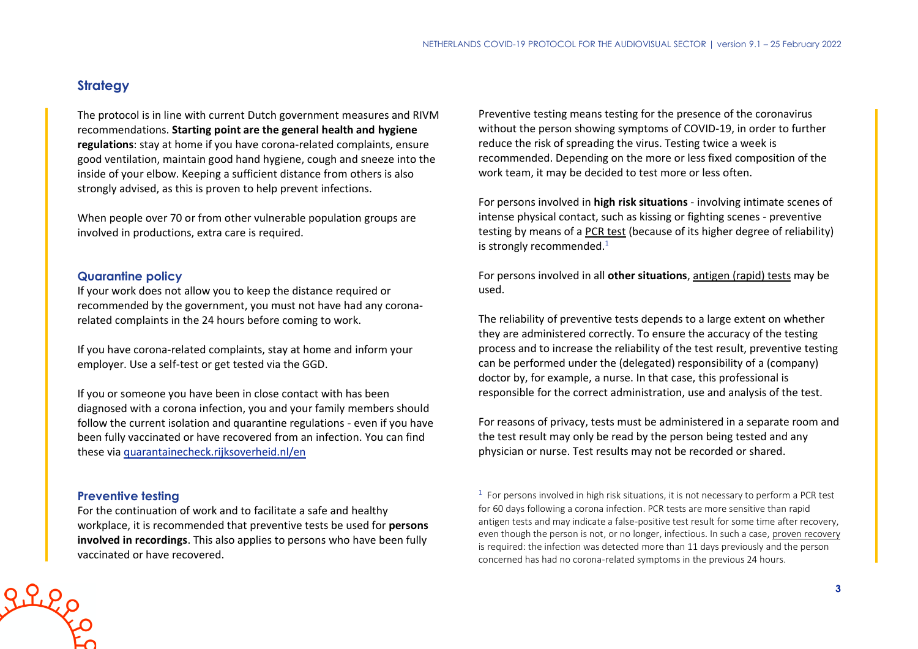## Strategy

The protocol is in line with current Dutch government measures and RIVM recommendations. **Starting point are the general health and hygiene regulations**: stay at home if you have corona-related complaints, ensure good ventilation, maintain good hand hygiene, cough and sneeze into the inside of your elbow. Keeping a sufficient distance from others is also strongly advised, as this is proven to help prevent infections.

When people over 70 or from other vulnerable population groups are involved in productions, extra care is required.

### Quarantine policy

If your work does not allow you to keep the distance required or recommended by the government, you must not have had any corona-related complaints in the 24 hours before coming to work.

If you have corona-related complaints, stay at home and inform your employer. Use a self-test or get tested via the GGD.

If you or someone you have been in close contact with has been diagnosed with a corona infection, you and your family members should follow the current isolation and quarantine regulations - even if you have been fully vaccinated or have recovered from an infection. You can find these via quarantainecheck.rijksoverheid.nl/en

### Preventive testing

For the continuation of work and to facilitate a safe and healthy workplace, it is recommended that preventive tests be used for **persons involved in recordings**. This also applies to persons who have been fully vaccinated or have recovered.

Preventive testing means testing for the presence of the coronavirus without the person showing symptoms of COVID-19, in order to further reduce the risk of spreading the virus. Testing twice a week is recommended. Depending on the more or less fixed composition of the work team, it may be decided to test more or less often.

For persons involved in **high risk situations** - involving intimate scenes of intense physical contact, such as kissing or fighting scenes - preventive testing by means of a PCR test (because of its higher degree of reliability) is strongly recommended.[1]

For persons involved in all **other situations**, antigen (rapid) tests may be used.

The reliability of preventive tests depends to a large extent on whether they are administered correctly. To ensure the accuracy of the testing process and to increase the reliability of the test result, preventive testing can be performed under the (delegated) responsibility of a (company) doctor by, for example, a nurse. In that case, this professional is responsible for the correct administration, use and analysis of the test.

For reasons of privacy, tests must be administered in a separate room and the test result may only be read by the person being tested and any physician or nurse. Test results may not be recorded or shared.

[1] For persons involved in high risk situations, it is not necessary to perform a PCR test for 60 days following a corona infection. PCR tests are more sensitive than rapid antigen tests and may indicate a false-positive test result for some time after recovery, even though the person is not, or no longer, infectious. In such a case, proven recovery is required: the infection was detected more than 11 days previously and the person concerned has had no corona-related symptoms in the previous 24 hours.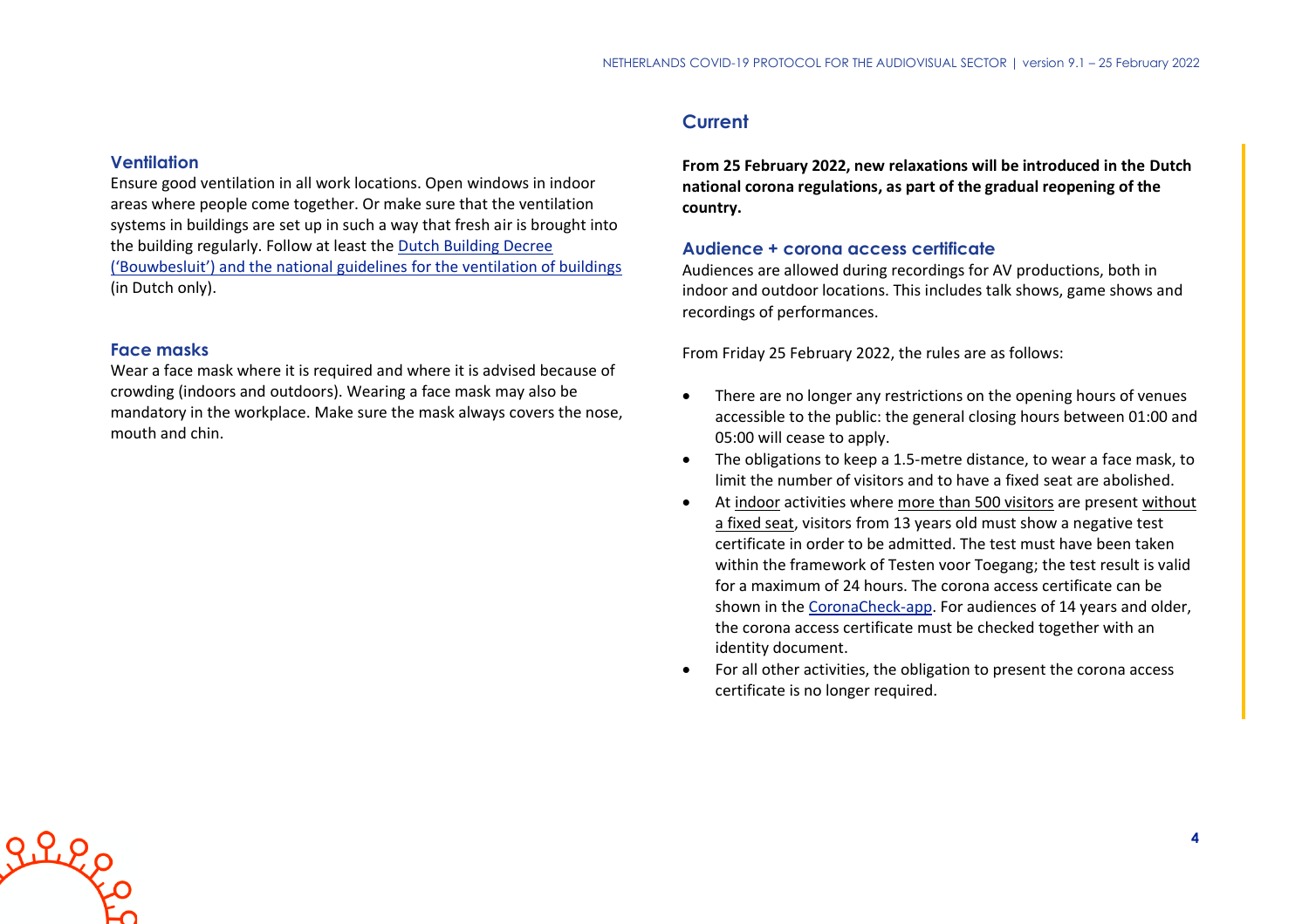### Ventilation

Ensure good ventilation in all work locations. Open windows in indoor areas where people come together. Or make sure that the ventilation systems in buildings are set up in such a way that fresh air is brought into the building regularly. Follow at least the Dutch Building Decree ('Bouwbesluit') and the national guidelines for the ventilation of buildings (in Dutch only).

### Face masks

Wear a face mask where it is required and where it is advised because of crowding (indoors and outdoors). Wearing a face mask may also be mandatory in the workplace. Make sure the mask always covers the nose, mouth and chin.

## Current

**From 25 February 2022, new relaxations will be introduced in the Dutch national corona regulations, as part of the gradual reopening of the country.**

### Audience + corona access certificate

Audiences are allowed during recordings for AV productions, both in indoor and outdoor locations. This includes talk shows, game shows and recordings of performances.

From Friday 25 February 2022, the rules are as follows:

- There are no longer any restrictions on the opening hours of venues accessible to the public: the general closing hours between 01:00 and 05:00 will cease to apply.
- The obligations to keep a 1.5-metre distance, to wear a face mask, to limit the number of visitors and to have a fixed seat are abolished.
- At indoor activities where more than 500 visitors are present without a fixed seat, visitors from 13 years old must show a negative test certificate in order to be admitted. The test must have been taken within the framework of Testen voor Toegang; the test result is valid for a maximum of 24 hours. The corona access certificate can be shown in the CoronaCheck-app. For audiences of 14 years and older, the corona access certificate must be checked together with an identity document.
- For all other activities, the obligation to present the corona access certificate is no longer required.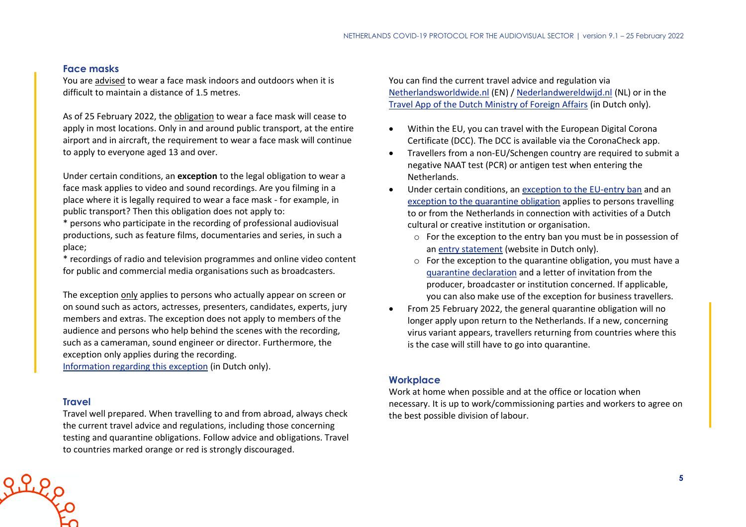## Face masks

You are advised to wear a face mask indoors and outdoors when it is difficult to maintain a distance of 1.5 metres.

As of 25 February 2022, the obligation to wear a face mask will cease to apply in most locations. Only in and around public transport, at the entire airport and in aircraft, the requirement to wear a face mask will continue to apply to everyone aged 13 and over.

Under certain conditions, an **exception** to the legal obligation to wear a face mask applies to video and sound recordings. Are you filming in a place where it is legally required to wear a face mask - for example, in public transport? Then this obligation does not apply to:
* persons who participate in the recording of professional audiovisual productions, such as feature films, documentaries and series, in such a place;
* recordings of radio and television programmes and online video content for public and commercial media organisations such as broadcasters.

The exception only applies to persons who actually appear on screen or on sound such as actors, actresses, presenters, candidates, experts, jury members and extras. The exception does not apply to members of the audience and persons who help behind the scenes with the recording, such as a cameraman, sound engineer or director. Furthermore, the exception only applies during the recording.
Information regarding this exception (in Dutch only).

## Travel

Travel well prepared. When travelling to and from abroad, always check the current travel advice and regulations, including those concerning testing and quarantine obligations. Follow advice and obligations. Travel to countries marked orange or red is strongly discouraged.

You can find the current travel advice and regulation via Netherlandsworldwide.nl (EN) / Nederlandwereldwijd.nl (NL) or in the Travel App of the Dutch Ministry of Foreign Affairs (in Dutch only).

- Within the EU, you can travel with the European Digital Corona Certificate (DCC). The DCC is available via the CoronaCheck app.
- Travellers from a non-EU/Schengen country are required to submit a negative NAAT test (PCR) or antigen test when entering the Netherlands.
- Under certain conditions, an exception to the EU-entry ban and an exception to the quarantine obligation applies to persons travelling to or from the Netherlands in connection with activities of a Dutch cultural or creative institution or organisation.
  - For the exception to the entry ban you must be in possession of an entry statement (website in Dutch only).
  - For the exception to the quarantine obligation, you must have a quarantine declaration and a letter of invitation from the producer, broadcaster or institution concerned. If applicable, you can also make use of the exception for business travellers.
- From 25 February 2022, the general quarantine obligation will no longer apply upon return to the Netherlands. If a new, concerning virus variant appears, travellers returning from countries where this is the case will still have to go into quarantine.

## Workplace

Work at home when possible and at the office or location when necessary. It is up to work/commissioning parties and workers to agree on the best possible division of labour.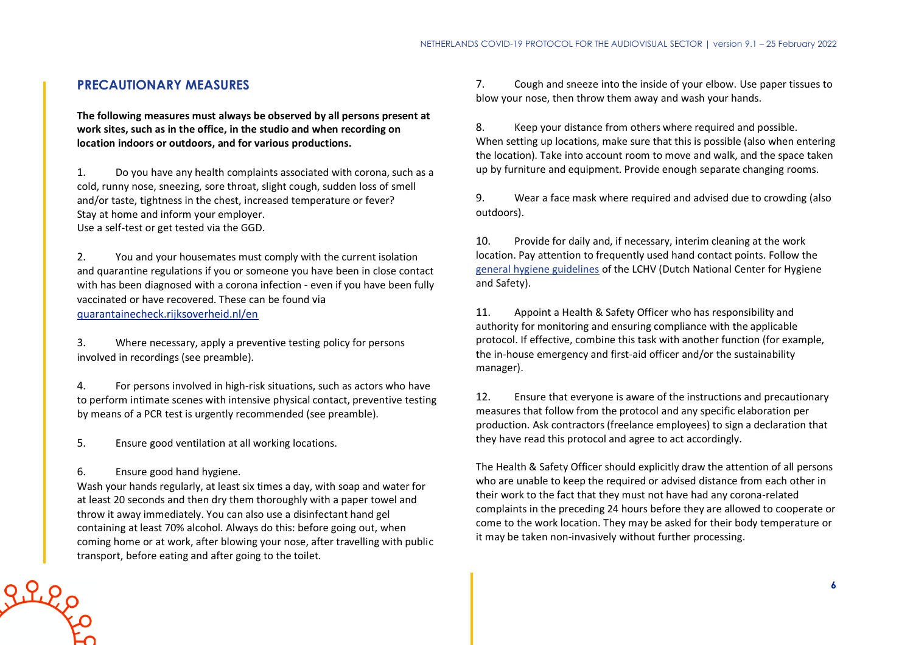## PRECAUTIONARY MEASURES

**The following measures must always be observed by all persons present at work sites, such as in the office, in the studio and when recording on location indoors or outdoors, and for various productions.**

1. Do you have any health complaints associated with corona, such as a cold, runny nose, sneezing, sore throat, slight cough, sudden loss of smell and/or taste, tightness in the chest, increased temperature or fever? Stay at home and inform your employer.
   Use a self-test or get tested via the GGD.

2. You and your housemates must comply with the current isolation and quarantine regulations if you or someone you have been in close contact with has been diagnosed with a corona infection - even if you have been fully vaccinated or have recovered. These can be found via [quarantainecheck.rijksoverheid.nl/en](quarantainecheck.rijksoverheid.nl/en)

3. Where necessary, apply a preventive testing policy for persons involved in recordings (see preamble).

4. For persons involved in high-risk situations, such as actors who have to perform intimate scenes with intensive physical contact, preventive testing by means of a PCR test is urgently recommended (see preamble).

5. Ensure good ventilation at all working locations.

6. Ensure good hand hygiene.
   Wash your hands regularly, at least six times a day, with soap and water for at least 20 seconds and then dry them thoroughly with a paper towel and throw it away immediately. You can also use a disinfectant hand gel containing at least 70% alcohol. Always do this: before going out, when coming home or at work, after blowing your nose, after travelling with public transport, before eating and after going to the toilet.

7. Cough and sneeze into the inside of your elbow. Use paper tissues to blow your nose, then throw them away and wash your hands.

8. Keep your distance from others where required and possible. When setting up locations, make sure that this is possible (also when entering the location). Take into account room to move and walk, and the space taken up by furniture and equipment. Provide enough separate changing rooms.

9. Wear a face mask where required and advised due to crowding (also outdoors).

10. Provide for daily and, if necessary, interim cleaning at the work location. Pay attention to frequently used hand contact points. Follow the general hygiene guidelines of the LCHV (Dutch National Center for Hygiene and Safety).

11. Appoint a Health & Safety Officer who has responsibility and authority for monitoring and ensuring compliance with the applicable protocol. If effective, combine this task with another function (for example, the in-house emergency and first-aid officer and/or the sustainability manager).

12. Ensure that everyone is aware of the instructions and precautionary measures that follow from the protocol and any specific elaboration per production. Ask contractors (freelance employees) to sign a declaration that they have read this protocol and agree to act accordingly.

The Health & Safety Officer should explicitly draw the attention of all persons who are unable to keep the required or advised distance from each other in their work to the fact that they must not have had any corona-related complaints in the preceding 24 hours before they are allowed to cooperate or come to the work location. They may be asked for their body temperature or it may be taken non-invasively without further processing.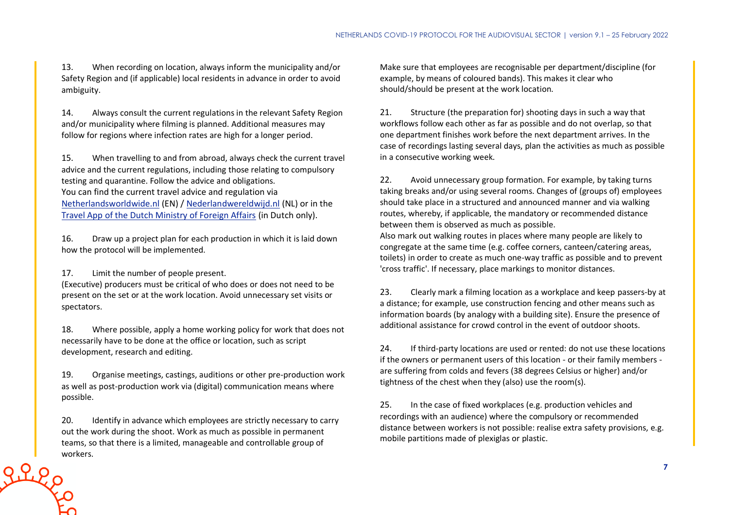13. When recording on location, always inform the municipality and/or Safety Region and (if applicable) local residents in advance in order to avoid ambiguity.

14. Always consult the current regulations in the relevant Safety Region and/or municipality where filming is planned. Additional measures may follow for regions where infection rates are high for a longer period.

15. When travelling to and from abroad, always check the current travel advice and the current regulations, including those relating to compulsory testing and quarantine. Follow the advice and obligations.
You can find the current travel advice and regulation via [Netherlandsworldwide.nl](Netherlandsworldwide.nl) (EN) / [Nederlandwereldwijd.nl](Nederlandwereldwijd.nl) (NL) or in the [Travel App of the Dutch Ministry of Foreign Affairs](Travel App of the Dutch Ministry of Foreign Affairs) (in Dutch only).

16. Draw up a project plan for each production in which it is laid down how the protocol will be implemented.

17. Limit the number of people present.
(Executive) producers must be critical of who does or does not need to be present on the set or at the work location. Avoid unnecessary set visits or spectators.

18. Where possible, apply a home working policy for work that does not necessarily have to be done at the office or location, such as script development, research and editing.

19. Organise meetings, castings, auditions or other pre-production work as well as post-production work via (digital) communication means where possible.

20. Identify in advance which employees are strictly necessary to carry out the work during the shoot. Work as much as possible in permanent teams, so that there is a limited, manageable and controllable group of workers.
Make sure that employees are recognisable per department/discipline (for example, by means of coloured bands). This makes it clear who should/should be present at the work location.

21. Structure (the preparation for) shooting days in such a way that workflows follow each other as far as possible and do not overlap, so that one department finishes work before the next department arrives. In the case of recordings lasting several days, plan the activities as much as possible in a consecutive working week.

22. Avoid unnecessary group formation. For example, by taking turns taking breaks and/or using several rooms. Changes of (groups of) employees should take place in a structured and announced manner and via walking routes, whereby, if applicable, the mandatory or recommended distance between them is observed as much as possible.
Also mark out walking routes in places where many people are likely to congregate at the same time (e.g. coffee corners, canteen/catering areas, toilets) in order to create as much one-way traffic as possible and to prevent 'cross traffic'. If necessary, place markings to monitor distances.

23. Clearly mark a filming location as a workplace and keep passers-by at a distance; for example, use construction fencing and other means such as information boards (by analogy with a building site). Ensure the presence of additional assistance for crowd control in the event of outdoor shoots.

24. If third-party locations are used or rented: do not use these locations if the owners or permanent users of this location - or their family members - are suffering from colds and fevers (38 degrees Celsius or higher) and/or tightness of the chest when they (also) use the room(s).

25. In the case of fixed workplaces (e.g. production vehicles and recordings with an audience) where the compulsory or recommended distance between workers is not possible: realise extra safety provisions, e.g. mobile partitions made of plexiglas or plastic.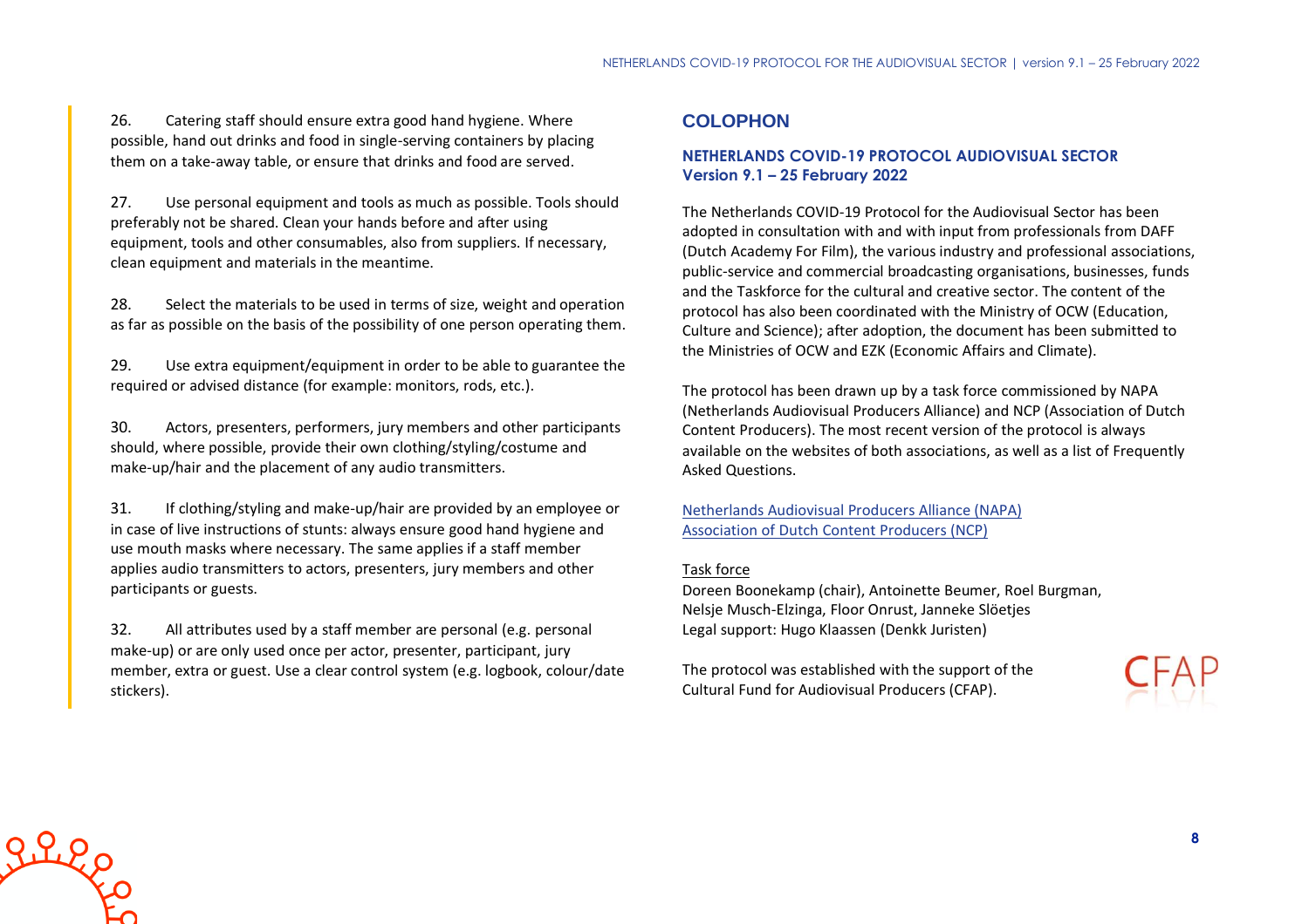26. Catering staff should ensure extra good hand hygiene. Where possible, hand out drinks and food in single-serving containers by placing them on a take-away table, or ensure that drinks and food are served.

27. Use personal equipment and tools as much as possible. Tools should preferably not be shared. Clean your hands before and after using equipment, tools and other consumables, also from suppliers. If necessary, clean equipment and materials in the meantime.

28. Select the materials to be used in terms of size, weight and operation as far as possible on the basis of the possibility of one person operating them.

29. Use extra equipment/equipment in order to be able to guarantee the required or advised distance (for example: monitors, rods, etc.).

30. Actors, presenters, performers, jury members and other participants should, where possible, provide their own clothing/styling/costume and make-up/hair and the placement of any audio transmitters.

31. If clothing/styling and make-up/hair are provided by an employee or in case of live instructions of stunts: always ensure good hand hygiene and use mouth masks where necessary. The same applies if a staff member applies audio transmitters to actors, presenters, jury members and other participants or guests.

32. All attributes used by a staff member are personal (e.g. personal make-up) or are only used once per actor, presenter, participant, jury member, extra or guest. Use a clear control system (e.g. logbook, colour/date stickers).

## COLOPHON

### NETHERLANDS COVID-19 PROTOCOL AUDIOVISUAL SECTOR
### Version 9.1 – 25 February 2022

The Netherlands COVID-19 Protocol for the Audiovisual Sector has been adopted in consultation with and with input from professionals from DAFF (Dutch Academy For Film), the various industry and professional associations, public-service and commercial broadcasting organisations, businesses, funds and the Taskforce for the cultural and creative sector. The content of the protocol has also been coordinated with the Ministry of OCW (Education, Culture and Science); after adoption, the document has been submitted to the Ministries of OCW and EZK (Economic Affairs and Climate).

The protocol has been drawn up by a task force commissioned by NAPA (Netherlands Audiovisual Producers Alliance) and NCP (Association of Dutch Content Producers). The most recent version of the protocol is always available on the websites of both associations, as well as a list of Frequently Asked Questions.

Netherlands Audiovisual Producers Alliance (NAPA)
Association of Dutch Content Producers (NCP)

Task force
Doreen Boonekamp (chair), Antoinette Beumer, Roel Burgman, Nelsje Musch-Elzinga, Floor Onrust, Janneke Slöetjes
Legal support: Hugo Klaassen (Denkk Juristen)

The protocol was established with the support of the Cultural Fund for Audiovisual Producers (CFAP).

CFAP